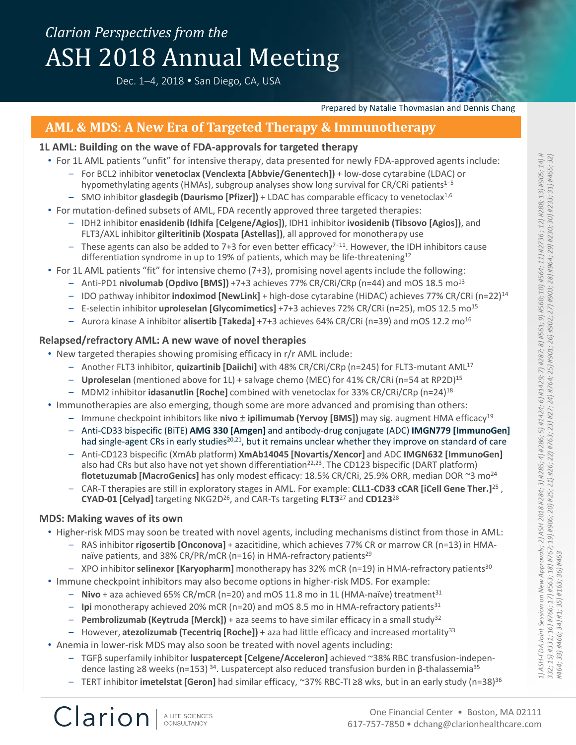*Clarion Perspectives from the*

# ASH 2018 Annual Meeting

Dec. 1–4, 2018 • San Diego, CA, USA

Prepared by Natalie Thovmasian and Dennis Chang

## AML & MDS: A New Era of Targeted Therapy & Immunotherapy

### 1L AML: Building on the wave of FDA-approvals for targeted therapy

- For 1L AML patients "unfit" for intensive therapy, data presented for newly FDA-approved agents include:
  - For BCL2 inhibitor **venetoclax (Venclexta [Abbvie/Genentech])** + low-dose cytarabine (LDAC) or hypomethylating agents (HMAs), subgroup analyses show long survival for CR/CRi patients[1–5]
  - SMO inhibitor **glasdegib (Daurismo [Pfizer])** + LDAC has comparable efficacy to venetoclax[1,6]
- For mutation-defined subsets of AML, FDA recently approved three targeted therapies:
  - IDH2 inhibitor **enasidenib (Idhifa [Celgene/Agios])**, IDH1 inhibitor **ivosidenib (Tibsovo [Agios])**, and FLT3/AXL inhibitor **gilteritinib (Xospata [Astellas])**, all approved for monotherapy use
  - These agents can also be added to 7+3 for even better efficacy[7–11]. However, the IDH inhibitors cause differentiation syndrome in up to 19% of patients, which may be life-threatening[12]
- For 1L AML patients "fit" for intensive chemo (7+3), promising novel agents include the following:
  - Anti-PD1 **nivolumab (Opdivo [BMS])** +7+3 achieves 77% CR/CRi/CRp (n=44) and mOS 18.5 mo[13]
  - IDO pathway inhibitor **indoximod [NewLink]** + high-dose cytarabine (HiDAC) achieves 77% CR/CRi (n=22)[14]
  - E-selectin inhibitor **uproleselan [Glycomimetics]** +7+3 achieves 72% CR/CRi (n=25), mOS 12.5 mo[15]
  - Aurora kinase A inhibitor **alisertib [Takeda]** +7+3 achieves 64% CR/CRi (n=39) and mOS 12.2 mo[16]

### Relapsed/refractory AML: A new wave of novel therapies

- New targeted therapies showing promising efficacy in r/r AML include:
  - Another FLT3 inhibitor, **quizartinib [Daiichi]** with 48% CR/CRi/CRp (n=245) for FLT3-mutant AML[17]
  - **Uproleselan** (mentioned above for 1L) + salvage chemo (MEC) for 41% CR/CRi (n=54 at RP2D)[15]
  - MDM2 inhibitor **idasanutlin [Roche]** combined with venetoclax for 33% CR/CRi/CRp (n=24)[18]
- Immunotherapies are also emerging, though some are more advanced and promising than others:
  - Immune checkpoint inhibitors like **nivo** ± **ipilimumab (Yervoy [BMS])** may sig. augment HMA efficacy[19]
  - Anti-CD33 bispecific (BiTE) **AMG 330 [Amgen]** and antibody-drug conjugate (ADC) **IMGN779 [ImmunoGen]** had single-agent CRs in early studies[20,21], but it remains unclear whether they improve on standard of care
  - Anti-CD123 bispecific (XmAb platform) **XmAb14045 [Novartis/Xencor]** and ADC **IMGN632 [ImmunoGen]** also had CRs but also have not yet shown differentiation[22,23]. The CD123 bispecific (DART platform) **flotetuzumab [MacroGenics]** has only modest efficacy: 18.5% CR/CRi, 25.9% ORR, median DOR ~3 mo[24]
  - CAR-T therapies are still in exploratory stages in AML. For example: **CLL1-CD33 cCAR [iCell Gene Ther.]**[25], **CYAD-01 [Celyad]** targeting NKG2D[26], and CAR-Ts targeting **FLT3**[27] and **CD123**[28]

### MDS: Making waves of its own

- Higher-risk MDS may soon be treated with novel agents, including mechanisms distinct from those in AML:
  - RAS inhibitor **rigosertib [Onconova]** + azacitidine, which achieves 77% CR or marrow CR (n=13) in HMA-naïve patients, and 38% CR/PR/mCR (n=16) in HMA-refractory patients[29]
  - XPO inhibitor **selinexor [Karyopharm]** monotherapy has 32% mCR (n=19) in HMA-refractory patients[30]
- Immune checkpoint inhibitors may also become options in higher-risk MDS. For example:
  - **Nivo** + aza achieved 65% CR/mCR (n=20) and mOS 11.8 mo in 1L (HMA-naïve) treatment[31]
  - **Ipi** monotherapy achieved 20% mCR (n=20) and mOS 8.5 mo in HMA-refractory patients[31]
  - **Pembrolizumab (Keytruda [Merck])** + aza seems to have similar efficacy in a small study[32]
  - However, **atezolizumab (Tecentriq [Roche])** + aza had little efficacy and increased mortality[33]
- Anemia in lower-risk MDS may also soon be treated with novel agents including:
  - TGFβ superfamily inhibitor **luspatercept [Celgene/Acceleron]** achieved ~38% RBC transfusion-independence lasting ≥8 weeks (n=153)[34]. Luspatercept also reduced transfusion burden in β-thalassemia[35]
  - TERT inhibitor **imetelstat [Geron]** had similar efficacy, ~37% RBC-TI ≥8 wks, but in an early study (n=38)[36]

*1) ASH-FDA Joint Session on New Approvals; 2) ASH 2018 #284; 3) #285; 4) #286; 5) #1424; 6) #1429; 7) #287; 8) #561; 9) #560; 10) #564; 11) #2736; 12) #288; 13) #905; 14) #332; 15) #331; 16) #766; 17) #563; 18) #767; 19) #906; 20) #25; 21) #26; 22) #763; 23) #27; 24) #764; 25) #901; 26) #902; 27) #903; 28) #964; 29) #230; 30) #233; 31) #465; 32) #464; 33) #466; 34) #1; 35) #163; 36) #463*

Clarion | A LIFE SCIENCES CONSULTANCY

One Financial Center • Boston, MA 02111
617-757-7850 • dchang@clarionhealthcare.com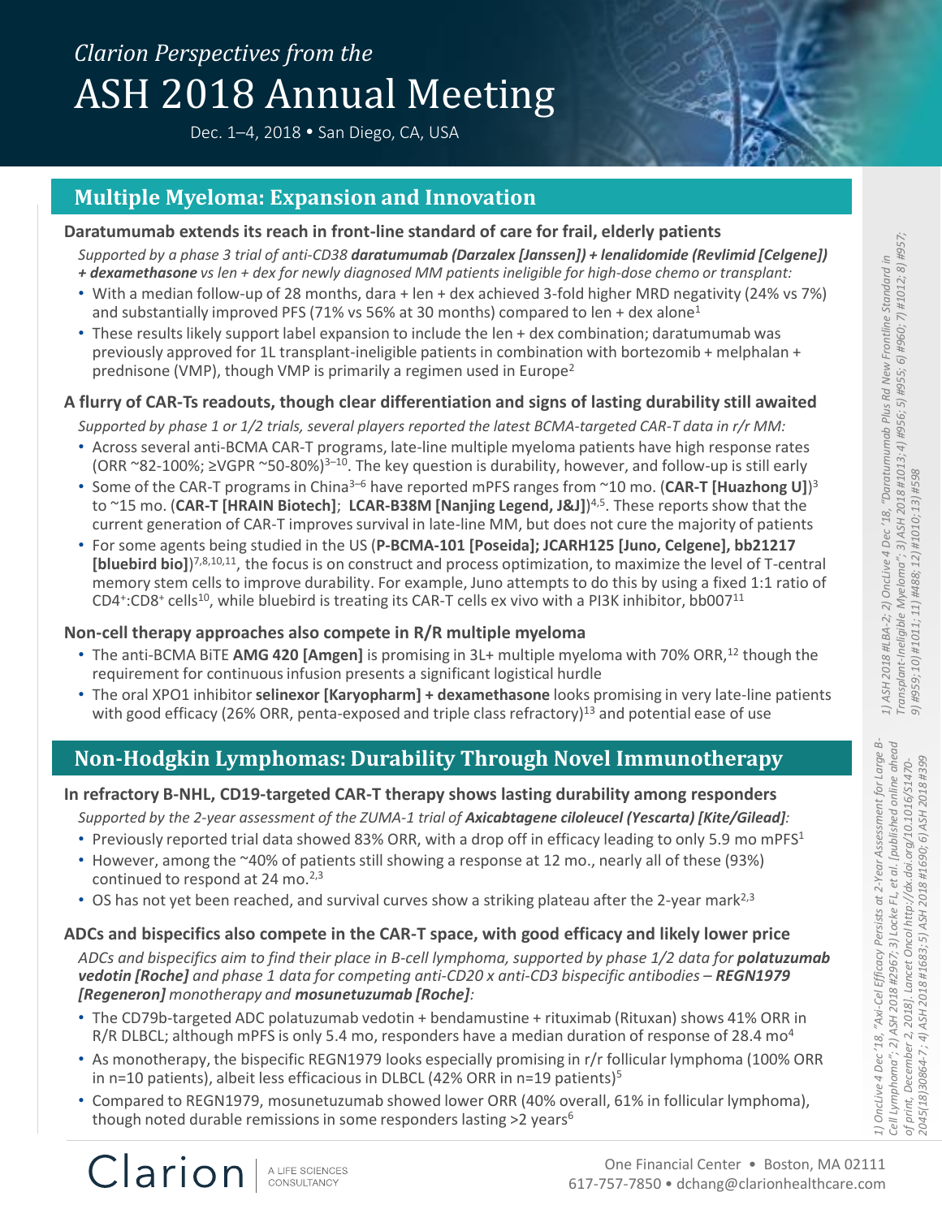*Clarion Perspectives from the*

# ASH 2018 Annual Meeting

Dec. 1–4, 2018 • San Diego, CA, USA

## Multiple Myeloma: Expansion and Innovation

### Daratumumab extends its reach in front-line standard of care for frail, elderly patients

*Supported by a phase 3 trial of anti-CD38 **daratumumab (Darzalex [Janssen]) + lenalidomide (Revlimid [Celgene]) + dexamethasone** vs len + dex for newly diagnosed MM patients ineligible for high-dose chemo or transplant:*

- With a median follow-up of 28 months, dara + len + dex achieved 3-fold higher MRD negativity (24% vs 7%) and substantially improved PFS (71% vs 56% at 30 months) compared to len + dex alone[1]
- These results likely support label expansion to include the len + dex combination; daratumumab was previously approved for 1L transplant-ineligible patients in combination with bortezomib + melphalan + prednisone (VMP), though VMP is primarily a regimen used in Europe[2]

### A flurry of CAR-Ts readouts, though clear differentiation and signs of lasting durability still awaited

*Supported by phase 1 or 1/2 trials, several players reported the latest BCMA-targeted CAR-T data in r/r MM:*

- Across several anti-BCMA CAR-T programs, late-line multiple myeloma patients have high response rates (ORR ~82-100%; ≥VGPR ~50-80%)[3–10]. The key question is durability, however, and follow-up is still early
- Some of the CAR-T programs in China[3–6] have reported mPFS ranges from ~10 mo. (**CAR-T [Huazhong U]**)[3] to ~15 mo. (**CAR-T [HRAIN Biotech]**; **LCAR-B38M [Nanjing Legend, J&J]**)[4,5]. These reports show that the current generation of CAR-T improves survival in late-line MM, but does not cure the majority of patients
- For some agents being studied in the US (**P-BCMA-101 [Poseida]; JCARH125 [Juno, Celgene], bb21217 [bluebird bio]**)[7,8,10,11], the focus is on construct and process optimization, to maximize the level of T-central memory stem cells to improve durability. For example, Juno attempts to do this by using a fixed 1:1 ratio of $CD4^+$:$CD8^+$ cells[10], while bluebird is treating its CAR-T cells ex vivo with a PI3K inhibitor, bb007[11]

### Non-cell therapy approaches also compete in R/R multiple myeloma

- The anti-BCMA BiTE **AMG 420 [Amgen]** is promising in 3L+ multiple myeloma with 70% ORR,[12] though the requirement for continuous infusion presents a significant logistical hurdle
- The oral XPO1 inhibitor **selinexor [Karyopharm] + dexamethasone** looks promising in very late-line patients with good efficacy (26% ORR, penta-exposed and triple class refractory)[13] and potential ease of use

*1) ASH 2018 #LBA-2; 2) OncLive 4 Dec '18, "Daratumumab Plus Rd New Frontline Standard in Transplant-Ineligible Myeloma"; 3) ASH 2018 #1013; 4) #956; 5) #955; 6) #960; 7) #1012; 8) #957; 9) #959; 10) #1011; 11) #488; 12) #1010; 13) #598*

## Non-Hodgkin Lymphomas: Durability Through Novel Immunotherapy

### In refractory B-NHL, CD19-targeted CAR-T therapy shows lasting durability among responders

*Supported by the 2-year assessment of the ZUMA-1 trial of **Axicabtagene ciloleucel (Yescarta) [Kite/Gilead]**:*

- Previously reported trial data showed 83% ORR, with a drop off in efficacy leading to only 5.9 mo mPFS[1]
- However, among the ~40% of patients still showing a response at 12 mo., nearly all of these (93%) continued to respond at 24 mo.[2,3]
- OS has not yet been reached, and survival curves show a striking plateau after the 2-year mark[2,3]

### ADCs and bispecifics also compete in the CAR-T space, with good efficacy and likely lower price

*ADCs and bispecifics aim to find their place in B-cell lymphoma, supported by phase 1/2 data for **polatuzumab vedotin [Roche]** and phase 1 data for competing anti-CD20 x anti-CD3 bispecific antibodies – **REGN1979 [Regeneron]** monotherapy and **mosunetuzumab [Roche]**:*

- The CD79b-targeted ADC polatuzumab vedotin + bendamustine + rituximab (Rituxan) shows 41% ORR in R/R DLBCL; although mPFS is only 5.4 mo, responders have a median duration of response of 28.4 mo[4]
- As monotherapy, the bispecific REGN1979 looks especially promising in r/r follicular lymphoma (100% ORR in n=10 patients), albeit less efficacious in DLBCL (42% ORR in n=19 patients)[5]
- Compared to REGN1979, mosunetuzumab showed lower ORR (40% overall, 61% in follicular lymphoma), though noted durable remissions in some responders lasting >2 years[6]

*1) OncLive 4 Dec '18, "Axi-Cel Efficacy Persists at 2-Year Assessment for Large B-Cell Lymphoma"; 2) ASH 2018 #2967; 3) Locke FL, et al. [published online ahead of print, December 2, 2018]. Lancet Oncol http://dx.doi.org/10.1016/S1470-2045(18)30864-7; 4) ASH 2018 #1683; 5) ASH 2018 #1690; 6) ASH 2018 #399*

Clarion | A LIFE SCIENCES CONSULTANCY

One Financial Center • Boston, MA 02111
617-757-7850 • dchang@clarionhealthcare.com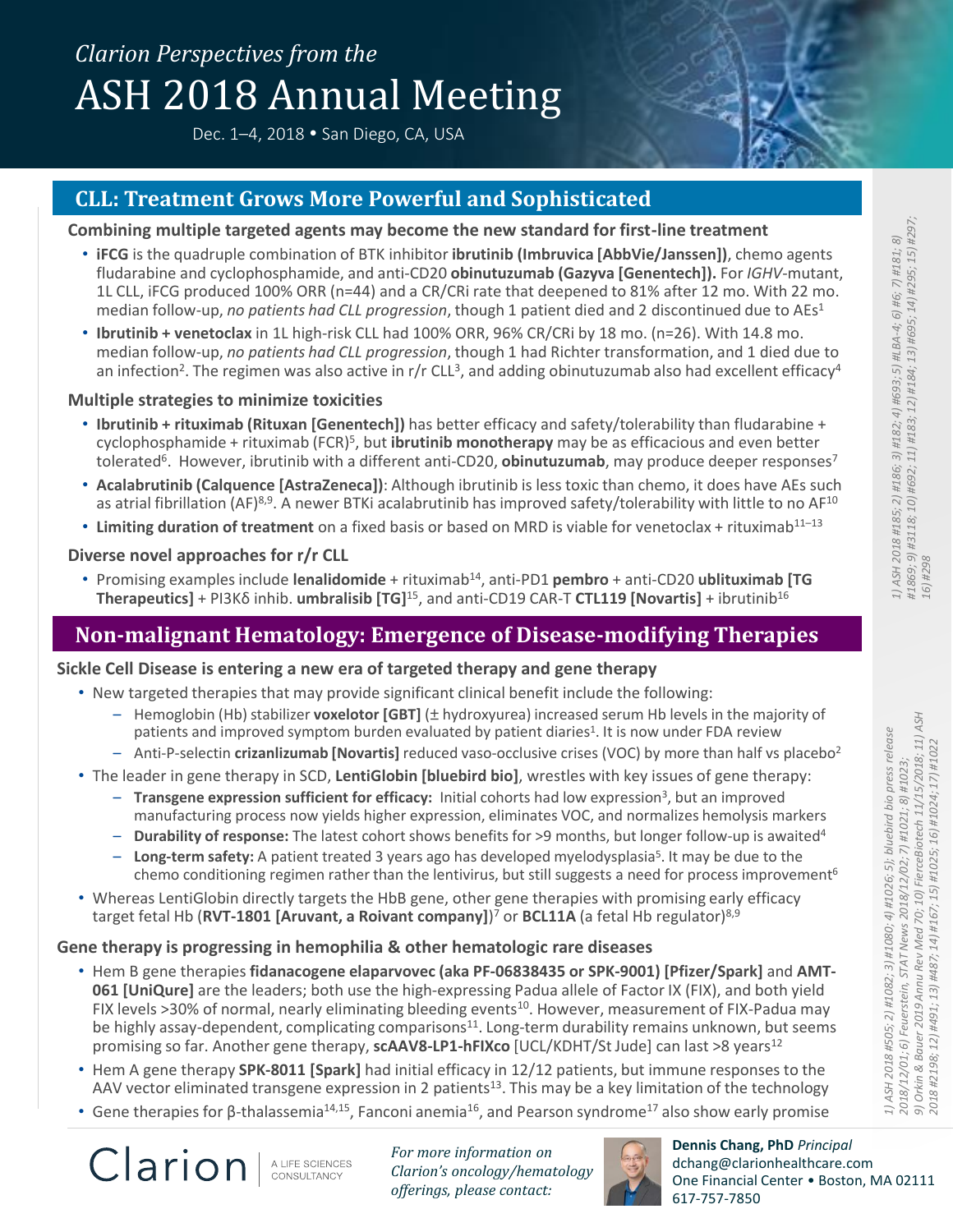*Clarion Perspectives from the*

# ASH 2018 Annual Meeting

Dec. 1–4, 2018 • San Diego, CA, USA

## CLL: Treatment Grows More Powerful and Sophisticated

### Combining multiple targeted agents may become the new standard for first-line treatment

- **iFCG** is the quadruple combination of BTK inhibitor **ibrutinib (Imbruvica [AbbVie/Janssen])**, chemo agents fludarabine and cyclophosphamide, and anti-CD20 **obinutuzumab (Gazyva [Genentech]).** For *IGHV*-mutant, 1L CLL, iFCG produced 100% ORR (n=44) and a CR/CRi rate that deepened to 81% after 12 mo. With 22 mo. median follow-up, *no patients had CLL progression*, though 1 patient died and 2 discontinued due to AEs[1]
- **Ibrutinib + venetoclax** in 1L high-risk CLL had 100% ORR, 96% CR/CRi by 18 mo. (n=26). With 14.8 mo. median follow-up, *no patients had CLL progression*, though 1 had Richter transformation, and 1 died due to an infection[2]. The regimen was also active in r/r CLL[3], and adding obinutuzumab also had excellent efficacy[4]

### Multiple strategies to minimize toxicities

- **Ibrutinib + rituximab (Rituxan [Genentech])** has better efficacy and safety/tolerability than fludarabine + cyclophosphamide + rituximab (FCR)[5], but **ibrutinib monotherapy** may be as efficacious and even better tolerated[6]. However, ibrutinib with a different anti-CD20, **obinutuzumab**, may produce deeper responses[7]
- **Acalabrutinib (Calquence [AstraZeneca])**: Although ibrutinib is less toxic than chemo, it does have AEs such as atrial fibrillation (AF)[8,9]. A newer BTKi acalabrutinib has improved safety/tolerability with little to no AF[10]
- **Limiting duration of treatment** on a fixed basis or based on MRD is viable for venetoclax + rituximab[11–13]

### Diverse novel approaches for r/r CLL

- Promising examples include **lenalidomide** + rituximab[14], anti-PD1 **pembro** + anti-CD20 **ublituximab [TG Therapeutics]** + PI3Kδ inhib. **umbralisib [TG]**[15], and anti-CD19 CAR-T **CTL119 [Novartis]** + ibrutinib[16]

*1) ASH 2018 #185; 2) #186; 3) #182; 4) #693; 5) #LBA-4; 6) #6; 7) #181; 8) #1869; 9) #3118; 10) #692; 11) #183; 12) #184; 13) #695; 14) #295; 15) #297; 16) #298*

## Non-malignant Hematology: Emergence of Disease-modifying Therapies

### Sickle Cell Disease is entering a new era of targeted therapy and gene therapy

- New targeted therapies that may provide significant clinical benefit include the following:
  - Hemoglobin (Hb) stabilizer **voxelotor [GBT]** (± hydroxyurea) increased serum Hb levels in the majority of patients and improved symptom burden evaluated by patient diaries[1]. It is now under FDA review
  - Anti-P-selectin **crizanlizumab [Novartis]** reduced vaso-occlusive crises (VOC) by more than half vs placebo[2]
- The leader in gene therapy in SCD, **LentiGlobin [bluebird bio]**, wrestles with key issues of gene therapy:
  - **Transgene expression sufficient for efficacy:** Initial cohorts had low expression[3], but an improved manufacturing process now yields higher expression, eliminates VOC, and normalizes hemolysis markers
  - **Durability of response:** The latest cohort shows benefits for >9 months, but longer follow-up is awaited[4]
  - **Long-term safety:** A patient treated 3 years ago has developed myelodysplasia[5]. It may be due to the chemo conditioning regimen rather than the lentivirus, but still suggests a need for process improvement[6]
- Whereas LentiGlobin directly targets the HbB gene, other gene therapies with promising early efficacy target fetal Hb (**RVT-1801 [Aruvant, a Roivant company]**)[7] or **BCL11A** (a fetal Hb regulator)[8,9]

### Gene therapy is progressing in hemophilia & other hematologic rare diseases

- Hem B gene therapies **fidanacogene elaparvovec (aka PF-06838435 or SPK-9001) [Pfizer/Spark]** and **AMT-061 [UniQure]** are the leaders; both use the high-expressing Padua allele of Factor IX (FIX), and both yield FIX levels >30% of normal, nearly eliminating bleeding events[10]. However, measurement of FIX-Padua may be highly assay-dependent, complicating comparisons[11]. Long-term durability remains unknown, but seems promising so far. Another gene therapy, **scAAV8-LP1-hFIXco** [UCL/KDHT/St Jude] can last >8 years[12]
- Hem A gene therapy **SPK-8011 [Spark]** had initial efficacy in 12/12 patients, but immune responses to the AAV vector eliminated transgene expression in 2 patients[13]. This may be a key limitation of the technology
- Gene therapies for β-thalassemia[14,15], Fanconi anemia[16], and Pearson syndrome[17] also show early promise

*1) ASH 2018 #505; 2) #1082; 3) #1080; 4) #1026; 5) bluebird bio press release 2018/12/01; 6) Feuerstein, STAT News 2018/12/02; 7) #1021; 8) #1023; 9) Orkin & Bauer 2019 Annu Rev Med 70; 10) FierceBiotech 11/15/2018; 11) ASH 2018 #2198; 12) #491; 13) #487; 14) #167; 15) #1025; 16) #1024; 17) #1022*

Clarion | A LIFE SCIENCES CONSULTANCY

*For more information on Clarion's oncology/hematology offerings, please contact:*

**Dennis Chang, PhD** *Principal*
dchang@clarionhealthcare.com
One Financial Center • Boston, MA 02111
617-757-7850